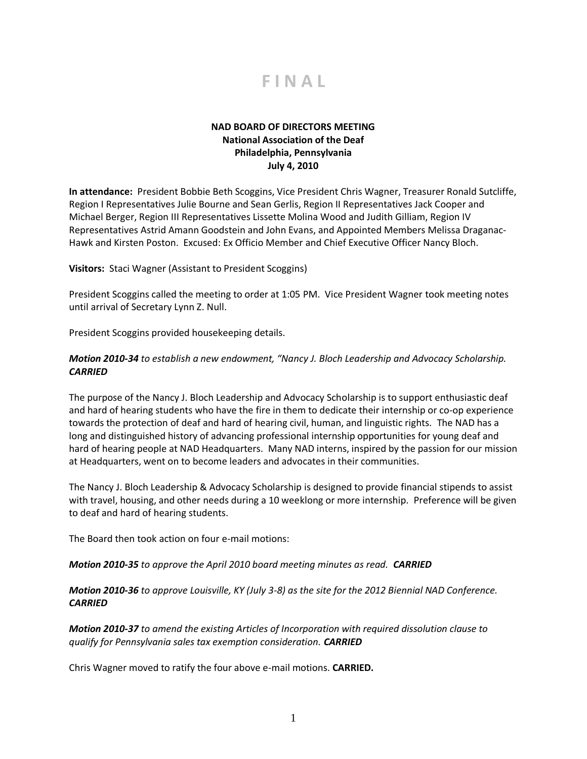# F I N A L

**NAD BOARD OF DIRECTORS MEETING**
**National Association of the Deaf**
**Philadelphia, Pennsylvania**
**July 4, 2010**

**In attendance:** President Bobbie Beth Scoggins, Vice President Chris Wagner, Treasurer Ronald Sutcliffe, Region I Representatives Julie Bourne and Sean Gerlis, Region II Representatives Jack Cooper and Michael Berger, Region III Representatives Lissette Molina Wood and Judith Gilliam, Region IV Representatives Astrid Amann Goodstein and John Evans, and Appointed Members Melissa Draganac-Hawk and Kirsten Poston. Excused: Ex Officio Member and Chief Executive Officer Nancy Bloch.

**Visitors:** Staci Wagner (Assistant to President Scoggins)

President Scoggins called the meeting to order at 1:05 PM. Vice President Wagner took meeting notes until arrival of Secretary Lynn Z. Null.

President Scoggins provided housekeeping details.

***Motion 2010-34*** *to establish a new endowment, "Nancy J. Bloch Leadership and Advocacy Scholarship.* ***CARRIED***

The purpose of the Nancy J. Bloch Leadership and Advocacy Scholarship is to support enthusiastic deaf and hard of hearing students who have the fire in them to dedicate their internship or co-op experience towards the protection of deaf and hard of hearing civil, human, and linguistic rights. The NAD has a long and distinguished history of advancing professional internship opportunities for young deaf and hard of hearing people at NAD Headquarters. Many NAD interns, inspired by the passion for our mission at Headquarters, went on to become leaders and advocates in their communities.

The Nancy J. Bloch Leadership & Advocacy Scholarship is designed to provide financial stipends to assist with travel, housing, and other needs during a 10 weeklong or more internship. Preference will be given to deaf and hard of hearing students.

The Board then took action on four e-mail motions:

***Motion 2010-35*** *to approve the April 2010 board meeting minutes as read.* ***CARRIED***

***Motion 2010-36*** *to approve Louisville, KY (July 3-8) as the site for the 2012 Biennial NAD Conference.* ***CARRIED***

***Motion 2010-37*** *to amend the existing Articles of Incorporation with required dissolution clause to qualify for Pennsylvania sales tax exemption consideration.* ***CARRIED***

Chris Wagner moved to ratify the four above e-mail motions. **CARRIED.**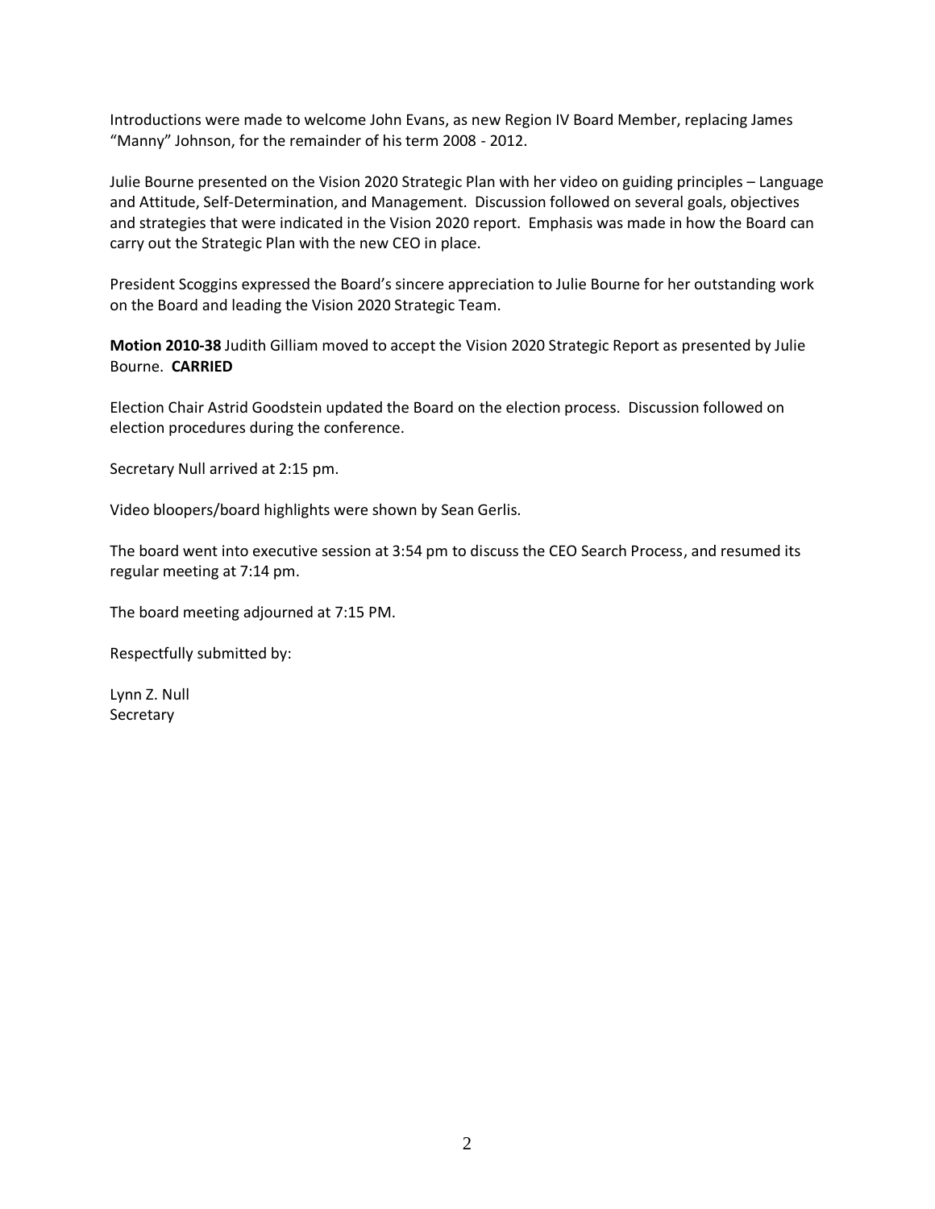Introductions were made to welcome John Evans, as new Region IV Board Member, replacing James "Manny" Johnson, for the remainder of his term 2008 - 2012.

Julie Bourne presented on the Vision 2020 Strategic Plan with her video on guiding principles – Language and Attitude, Self-Determination, and Management. Discussion followed on several goals, objectives and strategies that were indicated in the Vision 2020 report. Emphasis was made in how the Board can carry out the Strategic Plan with the new CEO in place.

President Scoggins expressed the Board's sincere appreciation to Julie Bourne for her outstanding work on the Board and leading the Vision 2020 Strategic Team.

**Motion 2010-38** Judith Gilliam moved to accept the Vision 2020 Strategic Report as presented by Julie Bourne. **CARRIED**

Election Chair Astrid Goodstein updated the Board on the election process. Discussion followed on election procedures during the conference.

Secretary Null arrived at 2:15 pm.

Video bloopers/board highlights were shown by Sean Gerlis.

The board went into executive session at 3:54 pm to discuss the CEO Search Process, and resumed its regular meeting at 7:14 pm.

The board meeting adjourned at 7:15 PM.

Respectfully submitted by:

Lynn Z. Null
Secretary